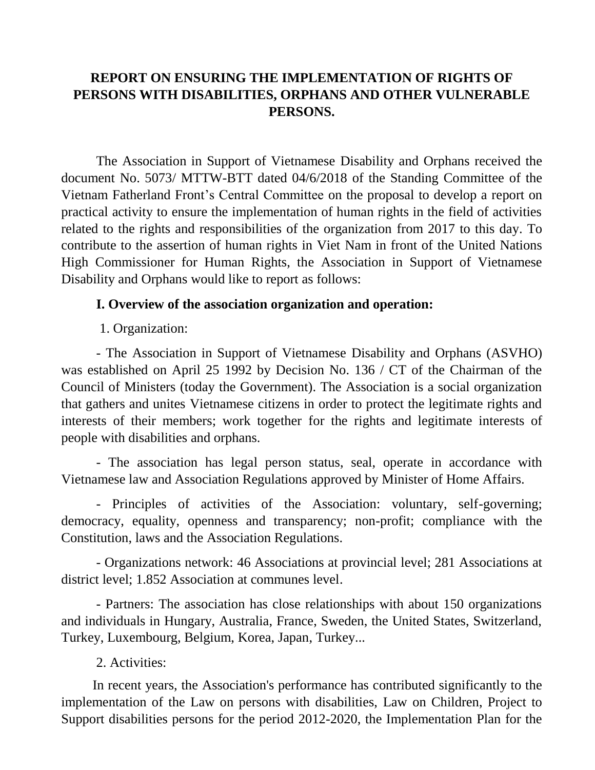# REPORT ON ENSURING THE IMPLEMENTATION OF RIGHTS OF PERSONS WITH DISABILITIES, ORPHANS AND OTHER VULNERABLE PERSONS.

The Association in Support of Vietnamese Disability and Orphans received the document No. 5073/ MTTW-BTT dated 04/6/2018 of the Standing Committee of the Vietnam Fatherland Front's Central Committee on the proposal to develop a report on practical activity to ensure the implementation of human rights in the field of activities related to the rights and responsibilities of the organization from 2017 to this day. To contribute to the assertion of human rights in Viet Nam in front of the United Nations High Commissioner for Human Rights, the Association in Support of Vietnamese Disability and Orphans would like to report as follows:

## I. Overview of the association organization and operation:

1. Organization:

- The Association in Support of Vietnamese Disability and Orphans (ASVHO) was established on April 25 1992 by Decision No. 136 / CT of the Chairman of the Council of Ministers (today the Government). The Association is a social organization that gathers and unites Vietnamese citizens in order to protect the legitimate rights and interests of their members; work together for the rights and legitimate interests of people with disabilities and orphans.

- The association has legal person status, seal, operate in accordance with Vietnamese law and Association Regulations approved by Minister of Home Affairs.

- Principles of activities of the Association: voluntary, self-governing; democracy, equality, openness and transparency; non-profit; compliance with the Constitution, laws and the Association Regulations.

- Organizations network: 46 Associations at provincial level; 281 Associations at district level; 1.852 Association at communes level.

- Partners: The association has close relationships with about 150 organizations and individuals in Hungary, Australia, France, Sweden, the United States, Switzerland, Turkey, Luxembourg, Belgium, Korea, Japan, Turkey...

2. Activities:

In recent years, the Association's performance has contributed significantly to the implementation of the Law on persons with disabilities, Law on Children, Project to Support disabilities persons for the period 2012-2020, the Implementation Plan for the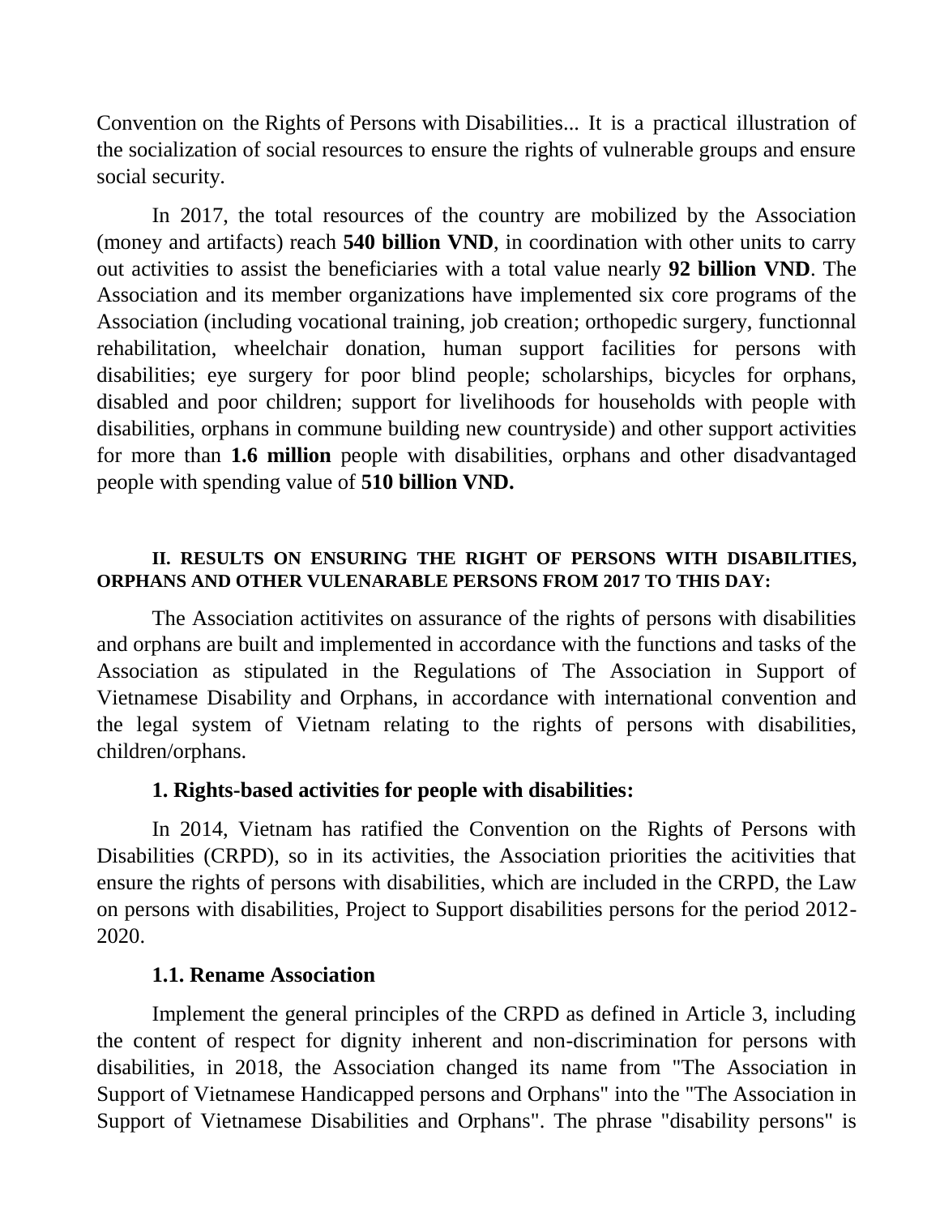Convention on the Rights of Persons with Disabilities... It is a practical illustration of the socialization of social resources to ensure the rights of vulnerable groups and ensure social security.

In 2017, the total resources of the country are mobilized by the Association (money and artifacts) reach **540 billion VND**, in coordination with other units to carry out activities to assist the beneficiaries with a total value nearly **92 billion VND**. The Association and its member organizations have implemented six core programs of the Association (including vocational training, job creation; orthopedic surgery, functionnal rehabilitation, wheelchair donation, human support facilities for persons with disabilities; eye surgery for poor blind people; scholarships, bicycles for orphans, disabled and poor children; support for livelihoods for households with people with disabilities, orphans in commune building new countryside) and other support activities for more than **1.6 million** people with disabilities, orphans and other disadvantaged people with spending value of **510 billion VND.**

## II. RESULTS ON ENSURING THE RIGHT OF PERSONS WITH DISABILITIES, ORPHANS AND OTHER VULENARABLE PERSONS FROM 2017 TO THIS DAY:

The Association actitivites on assurance of the rights of persons with disabilities and orphans are built and implemented in accordance with the functions and tasks of the Association as stipulated in the Regulations of The Association in Support of Vietnamese Disability and Orphans, in accordance with international convention and the legal system of Vietnam relating to the rights of persons with disabilities, children/orphans.

### 1. Rights-based activities for people with disabilities:

In 2014, Vietnam has ratified the Convention on the Rights of Persons with Disabilities (CRPD), so in its activities, the Association priorities the acitivities that ensure the rights of persons with disabilities, which are included in the CRPD, the Law on persons with disabilities, Project to Support disabilities persons for the period 2012-2020.

#### 1.1. Rename Association

Implement the general principles of the CRPD as defined in Article 3, including the content of respect for dignity inherent and non-discrimination for persons with disabilities, in 2018, the Association changed its name from "The Association in Support of Vietnamese Handicapped persons and Orphans" into the "The Association in Support of Vietnamese Disabilities and Orphans". The phrase "disability persons" is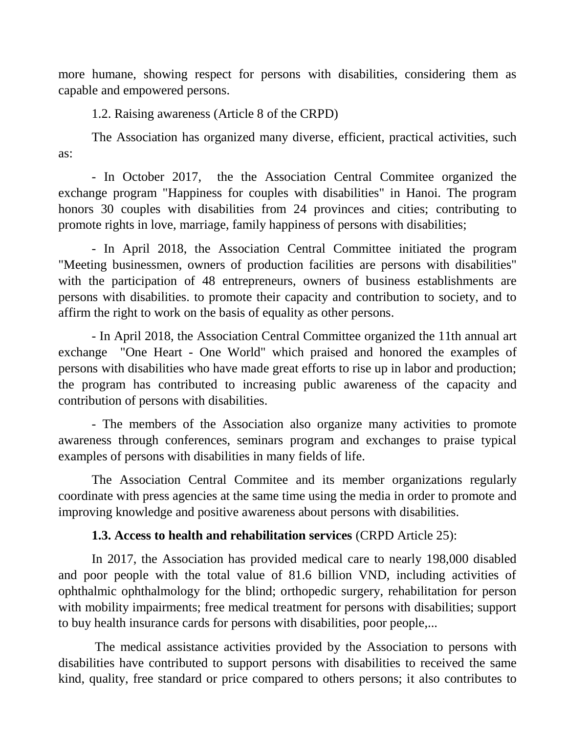more humane, showing respect for persons with disabilities, considering them as capable and empowered persons.

1.2. Raising awareness (Article 8 of the CRPD)

The Association has organized many diverse, efficient, practical activities, such as:

- In October 2017, the the Association Central Commitee organized the exchange program "Happiness for couples with disabilities" in Hanoi. The program honors 30 couples with disabilities from 24 provinces and cities; contributing to promote rights in love, marriage, family happiness of persons with disabilities;

- In April 2018, the Association Central Committee initiated the program "Meeting businessmen, owners of production facilities are persons with disabilities" with the participation of 48 entrepreneurs, owners of business establishments are persons with disabilities. to promote their capacity and contribution to society, and to affirm the right to work on the basis of equality as other persons.

- In April 2018, the Association Central Committee organized the 11th annual art exchange "One Heart - One World" which praised and honored the examples of persons with disabilities who have made great efforts to rise up in labor and production; the program has contributed to increasing public awareness of the capacity and contribution of persons with disabilities.

- The members of the Association also organize many activities to promote awareness through conferences, seminars program and exchanges to praise typical examples of persons with disabilities in many fields of life.

The Association Central Commitee and its member organizations regularly coordinate with press agencies at the same time using the media in order to promote and improving knowledge and positive awareness about persons with disabilities.

**1.3. Access to health and rehabilitation services** (CRPD Article 25):

In 2017, the Association has provided medical care to nearly 198,000 disabled and poor people with the total value of 81.6 billion VND, including activities of ophthalmic ophthalmology for the blind; orthopedic surgery, rehabilitation for person with mobility impairments; free medical treatment for persons with disabilities; support to buy health insurance cards for persons with disabilities, poor people,...

The medical assistance activities provided by the Association to persons with disabilities have contributed to support persons with disabilities to received the same kind, quality, free standard or price compared to others persons; it also contributes to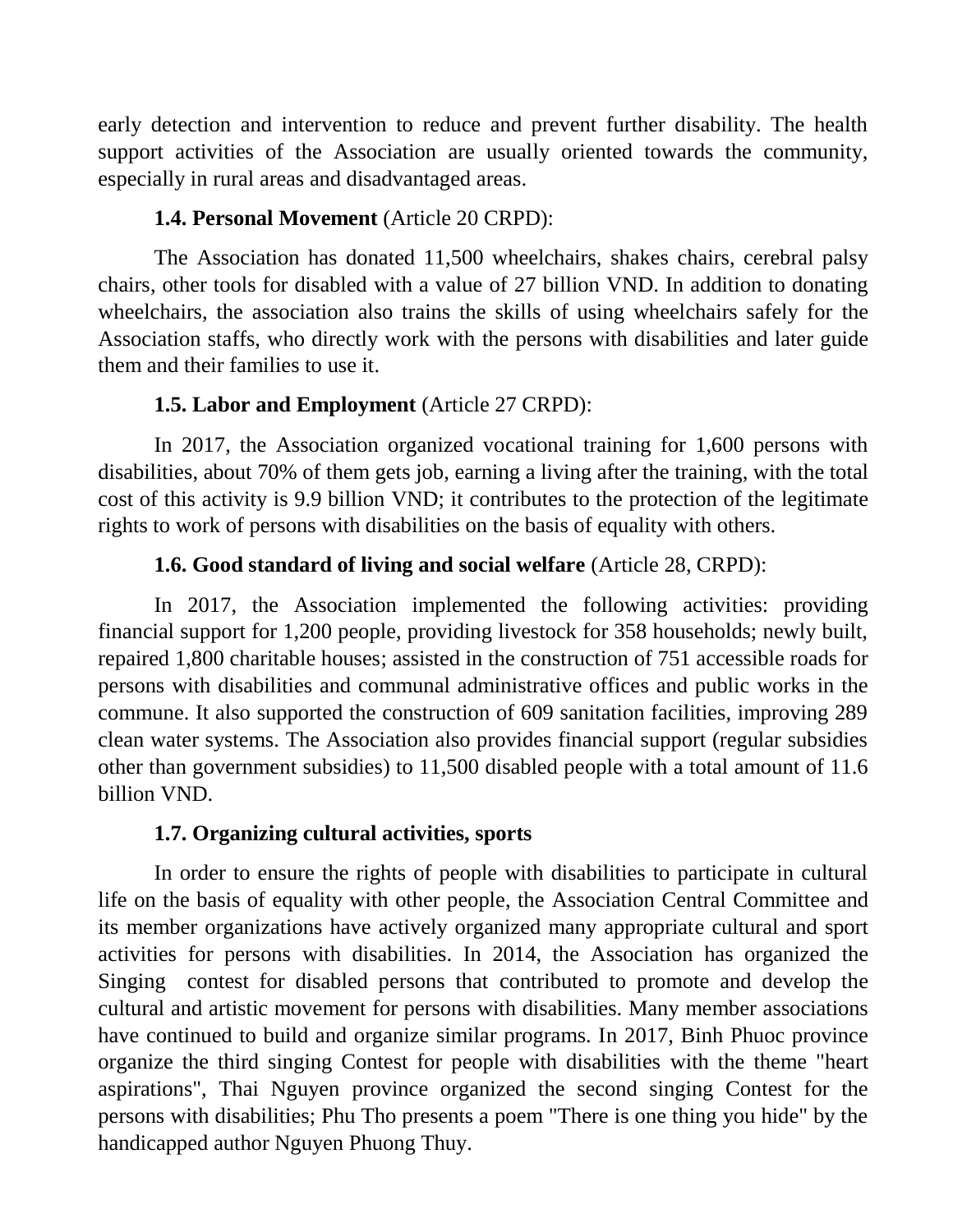early detection and intervention to reduce and prevent further disability. The health support activities of the Association are usually oriented towards the community, especially in rural areas and disadvantaged areas.

### 1.4. Personal Movement (Article 20 CRPD):

The Association has donated 11,500 wheelchairs, shakes chairs, cerebral palsy chairs, other tools for disabled with a value of 27 billion VND. In addition to donating wheelchairs, the association also trains the skills of using wheelchairs safely for the Association staffs, who directly work with the persons with disabilities and later guide them and their families to use it.

### 1.5. Labor and Employment (Article 27 CRPD):

In 2017, the Association organized vocational training for 1,600 persons with disabilities, about 70% of them gets job, earning a living after the training, with the total cost of this activity is 9.9 billion VND; it contributes to the protection of the legitimate rights to work of persons with disabilities on the basis of equality with others.

### 1.6. Good standard of living and social welfare (Article 28, CRPD):

In 2017, the Association implemented the following activities: providing financial support for 1,200 people, providing livestock for 358 households; newly built, repaired 1,800 charitable houses; assisted in the construction of 751 accessible roads for persons with disabilities and communal administrative offices and public works in the commune. It also supported the construction of 609 sanitation facilities, improving 289 clean water systems. The Association also provides financial support (regular subsidies other than government subsidies) to 11,500 disabled people with a total amount of 11.6 billion VND.

### 1.7. Organizing cultural activities, sports

In order to ensure the rights of people with disabilities to participate in cultural life on the basis of equality with other people, the Association Central Committee and its member organizations have actively organized many appropriate cultural and sport activities for persons with disabilities. In 2014, the Association has organized the Singing contest for disabled persons that contributed to promote and develop the cultural and artistic movement for persons with disabilities. Many member associations have continued to build and organize similar programs. In 2017, Binh Phuoc province organize the third singing Contest for people with disabilities with the theme "heart aspirations", Thai Nguyen province organized the second singing Contest for the persons with disabilities; Phu Tho presents a poem "There is one thing you hide" by the handicapped author Nguyen Phuong Thuy.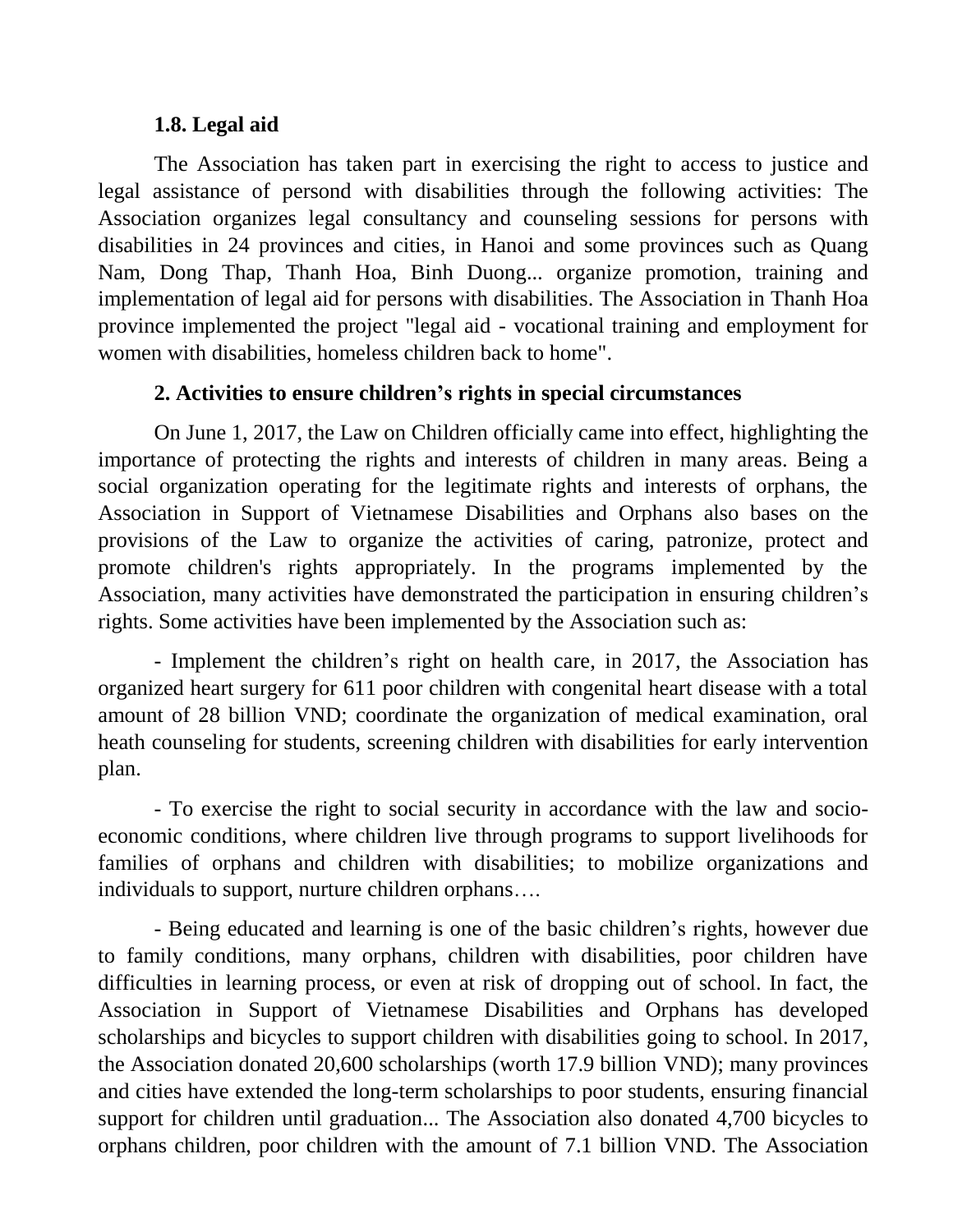### 1.8. Legal aid

The Association has taken part in exercising the right to access to justice and legal assistance of persond with disabilities through the following activities: The Association organizes legal consultancy and counseling sessions for persons with disabilities in 24 provinces and cities, in Hanoi and some provinces such as Quang Nam, Dong Thap, Thanh Hoa, Binh Duong... organize promotion, training and implementation of legal aid for persons with disabilities. The Association in Thanh Hoa province implemented the project "legal aid - vocational training and employment for women with disabilities, homeless children back to home".

## 2. Activities to ensure children's rights in special circumstances

On June 1, 2017, the Law on Children officially came into effect, highlighting the importance of protecting the rights and interests of children in many areas. Being a social organization operating for the legitimate rights and interests of orphans, the Association in Support of Vietnamese Disabilities and Orphans also bases on the provisions of the Law to organize the activities of caring, patronize, protect and promote children's rights appropriately. In the programs implemented by the Association, many activities have demonstrated the participation in ensuring children's rights. Some activities have been implemented by the Association such as:

- Implement the children's right on health care, in 2017, the Association has organized heart surgery for 611 poor children with congenital heart disease with a total amount of 28 billion VND; coordinate the organization of medical examination, oral heath counseling for students, screening children with disabilities for early intervention plan.

- To exercise the right to social security in accordance with the law and socio-economic conditions, where children live through programs to support livelihoods for families of orphans and children with disabilities; to mobilize organizations and individuals to support, nurture children orphans….

- Being educated and learning is one of the basic children's rights, however due to family conditions, many orphans, children with disabilities, poor children have difficulties in learning process, or even at risk of dropping out of school. In fact, the Association in Support of Vietnamese Disabilities and Orphans has developed scholarships and bicycles to support children with disabilities going to school. In 2017, the Association donated 20,600 scholarships (worth 17.9 billion VND); many provinces and cities have extended the long-term scholarships to poor students, ensuring financial support for children until graduation... The Association also donated 4,700 bicycles to orphans children, poor children with the amount of 7.1 billion VND. The Association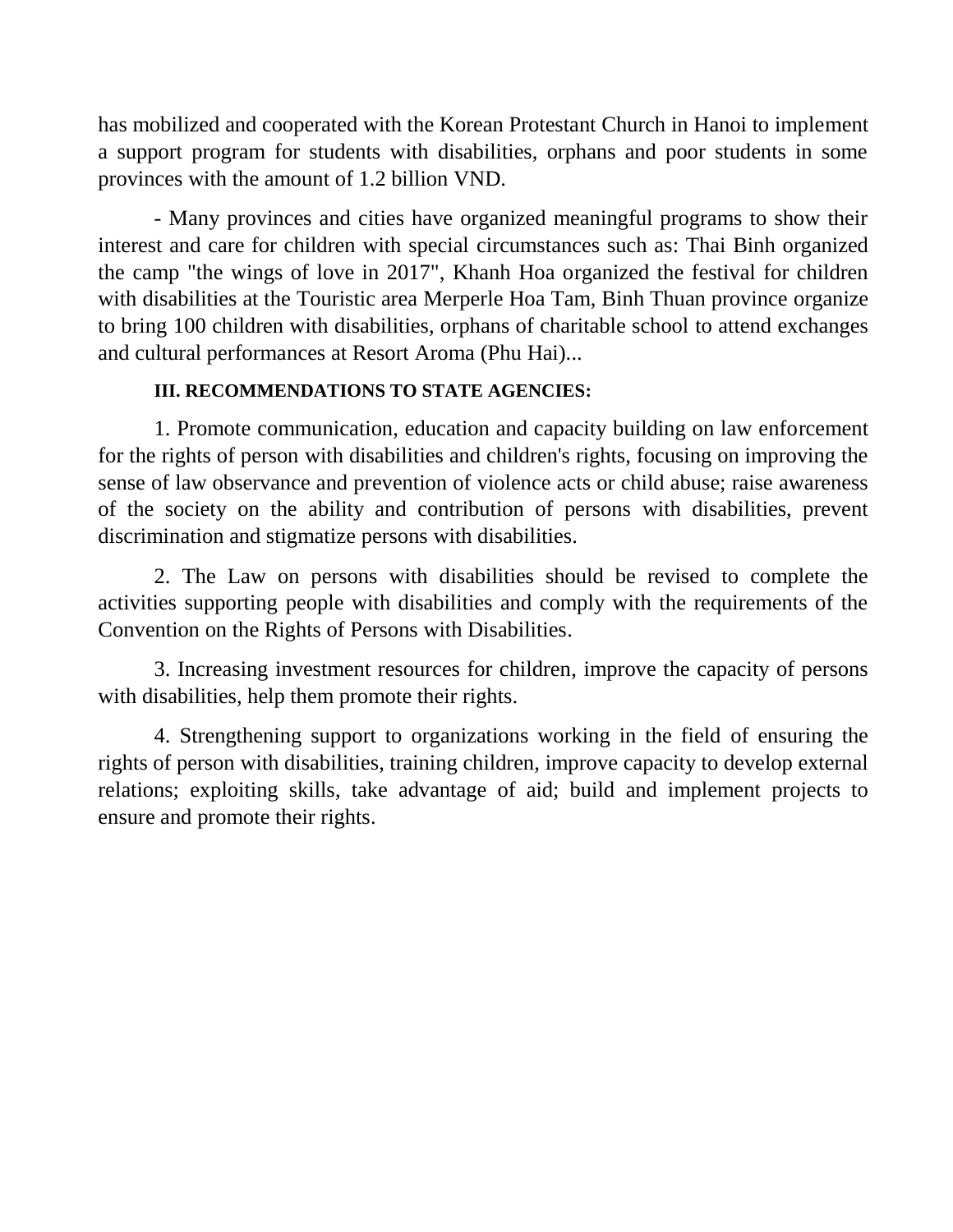has mobilized and cooperated with the Korean Protestant Church in Hanoi to implement a support program for students with disabilities, orphans and poor students in some provinces with the amount of 1.2 billion VND.

- Many provinces and cities have organized meaningful programs to show their interest and care for children with special circumstances such as: Thai Binh organized the camp "the wings of love in 2017", Khanh Hoa organized the festival for children with disabilities at the Touristic area Merperle Hoa Tam, Binh Thuan province organize to bring 100 children with disabilities, orphans of charitable school to attend exchanges and cultural performances at Resort Aroma (Phu Hai)...

### III. RECOMMENDATIONS TO STATE AGENCIES:

1. Promote communication, education and capacity building on law enforcement for the rights of person with disabilities and children's rights, focusing on improving the sense of law observance and prevention of violence acts or child abuse; raise awareness of the society on the ability and contribution of persons with disabilities, prevent discrimination and stigmatize persons with disabilities.

2. The Law on persons with disabilities should be revised to complete the activities supporting people with disabilities and comply with the requirements of the Convention on the Rights of Persons with Disabilities.

3. Increasing investment resources for children, improve the capacity of persons with disabilities, help them promote their rights.

4. Strengthening support to organizations working in the field of ensuring the rights of person with disabilities, training children, improve capacity to develop external relations; exploiting skills, take advantage of aid; build and implement projects to ensure and promote their rights.